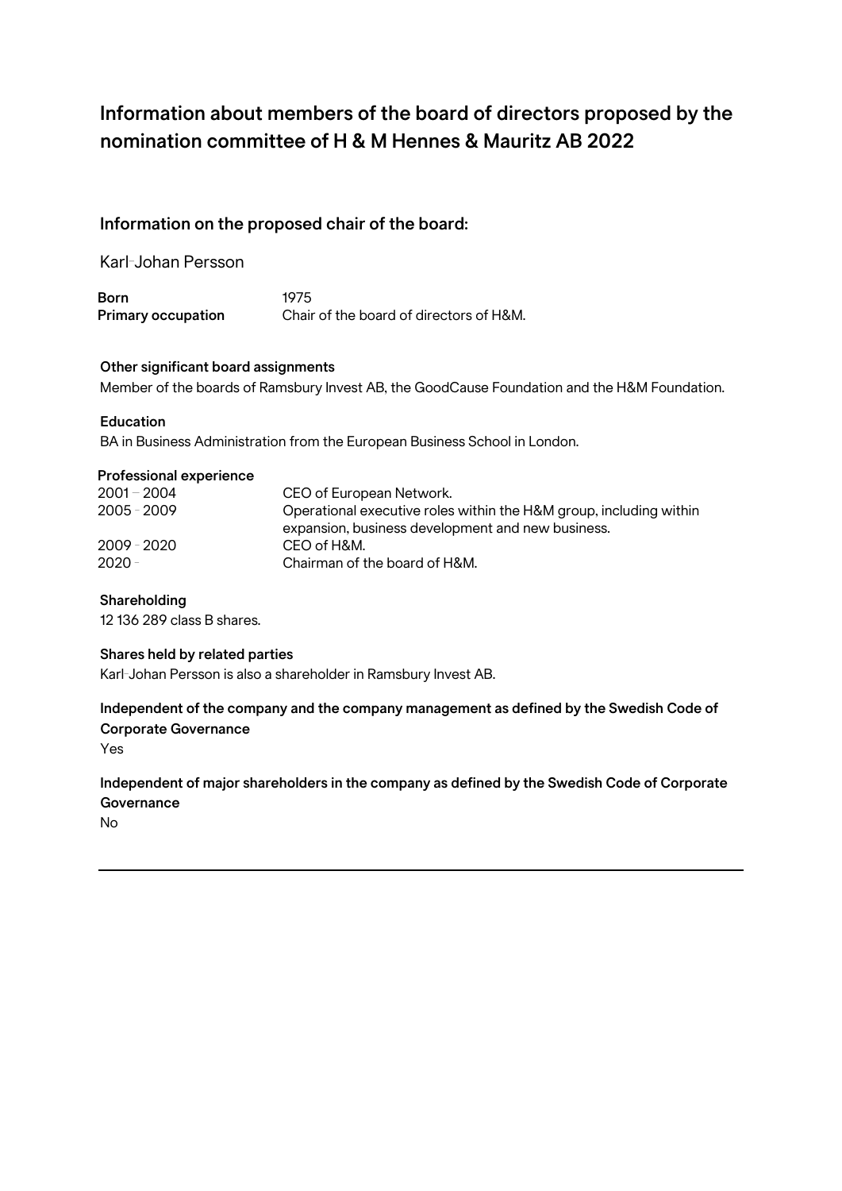# Information about members of the board of directors proposed by the nomination committee of H & M Hennes & Mauritz AB 2022

## Information on the proposed chair of the board:

Karl-Johan Persson

| | |
|---|---|
| **Born** | 1975 |
| **Primary occupation** | Chair of the board of directors of H&M. |

**Other significant board assignments**

Member of the boards of Ramsbury Invest AB, the GoodCause Foundation and the H&M Foundation.

**Education**

BA in Business Administration from the European Business School in London.

**Professional experience**

| | |
|---|---|
| 2001 – 2004 | CEO of European Network. |
| 2005 - 2009 | Operational executive roles within the H&M group, including within expansion, business development and new business. |
| 2009 - 2020 | CEO of H&M. |
| 2020 - | Chairman of the board of H&M. |

**Shareholding**

12 136 289 class B shares.

**Shares held by related parties**

Karl-Johan Persson is also a shareholder in Ramsbury Invest AB.

**Independent of the company and the company management as defined by the Swedish Code of Corporate Governance**

Yes

**Independent of major shareholders in the company as defined by the Swedish Code of Corporate Governance**

No

---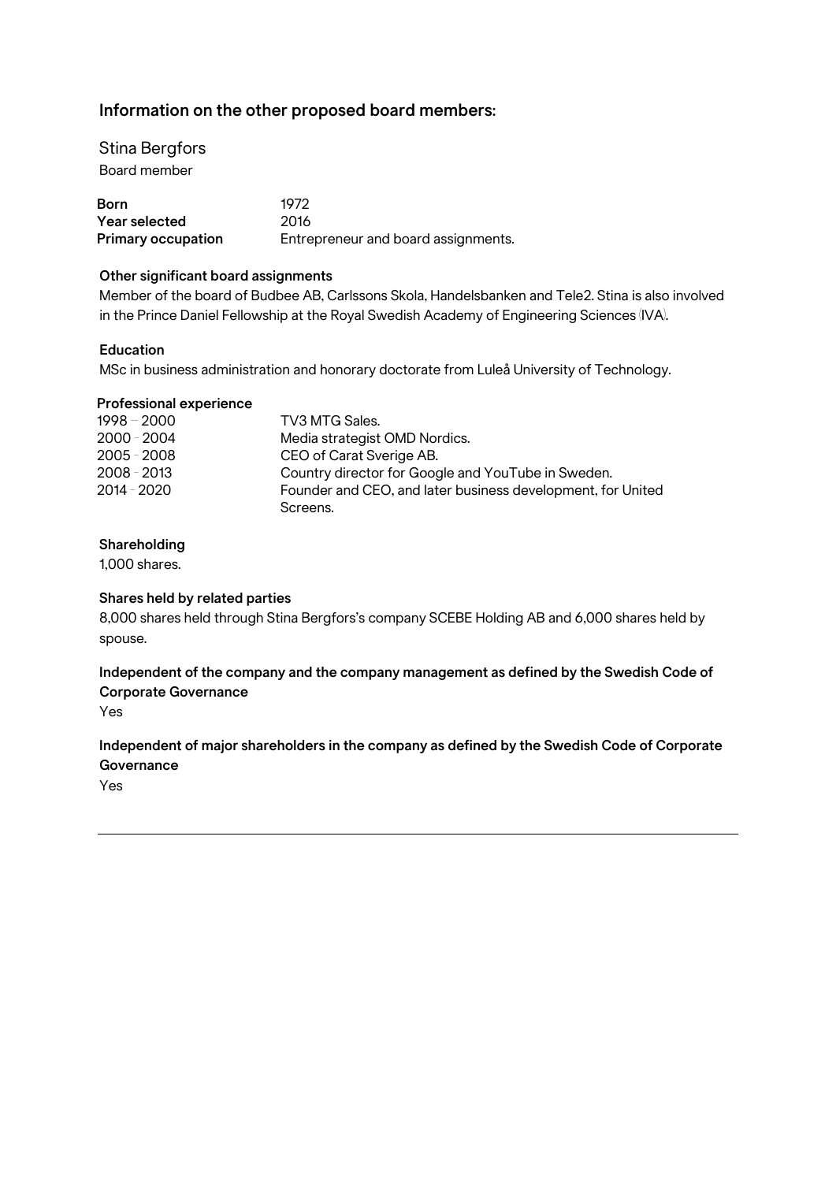## Information on the other proposed board members:

### Stina Bergfors

Board member

| | |
|---|---|
| **Born** | 1972 |
| **Year selected** | 2016 |
| **Primary occupation** | Entrepreneur and board assignments. |

**Other significant board assignments**

Member of the board of Budbee AB, Carlssons Skola, Handelsbanken and Tele2. Stina is also involved in the Prince Daniel Fellowship at the Royal Swedish Academy of Engineering Sciences (IVA).

**Education**

MSc in business administration and honorary doctorate from Luleå University of Technology.

**Professional experience**

| | |
|---|---|
| 1998 – 2000 | TV3 MTG Sales. |
| 2000 - 2004 | Media strategist OMD Nordics. |
| 2005 - 2008 | CEO of Carat Sverige AB. |
| 2008 - 2013 | Country director for Google and YouTube in Sweden. |
| 2014 - 2020 | Founder and CEO, and later business development, for United Screens. |

**Shareholding**

1,000 shares.

**Shares held by related parties**

8,000 shares held through Stina Bergfors's company SCEBE Holding AB and 6,000 shares held by spouse.

**Independent of the company and the company management as defined by the Swedish Code of Corporate Governance**

Yes

**Independent of major shareholders in the company as defined by the Swedish Code of Corporate Governance**

Yes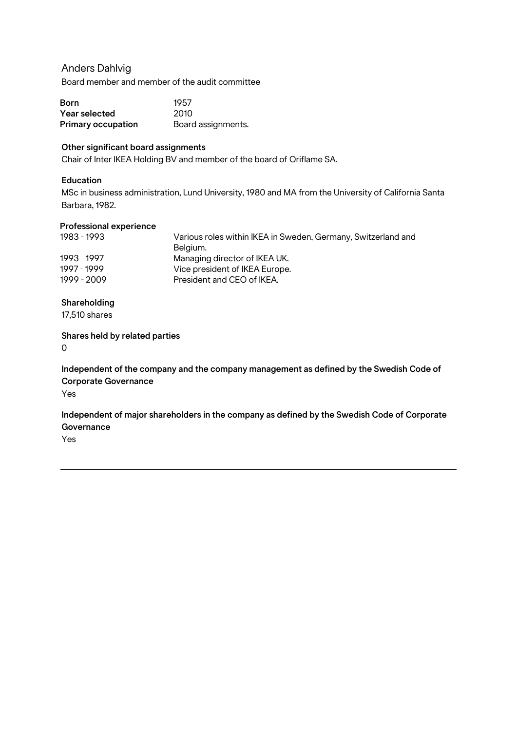## Anders Dahlvig

Board member and member of the audit committee

| | |
|---|---|
| **Born** | 1957 |
| **Year selected** | 2010 |
| **Primary occupation** | Board assignments. |

**Other significant board assignments**

Chair of Inter IKEA Holding BV and member of the board of Oriflame SA.

**Education**

MSc in business administration, Lund University, 1980 and MA from the University of California Santa Barbara, 1982.

**Professional experience**

| | |
|---|---|
| 1983 - 1993 | Various roles within IKEA in Sweden, Germany, Switzerland and Belgium. |
| 1993 - 1997 | Managing director of IKEA UK. |
| 1997 - 1999 | Vice president of IKEA Europe. |
| 1999 - 2009 | President and CEO of IKEA. |

**Shareholding**

17,510 shares

**Shares held by related parties**

0

**Independent of the company and the company management as defined by the Swedish Code of Corporate Governance**

Yes

**Independent of major shareholders in the company as defined by the Swedish Code of Corporate Governance**

Yes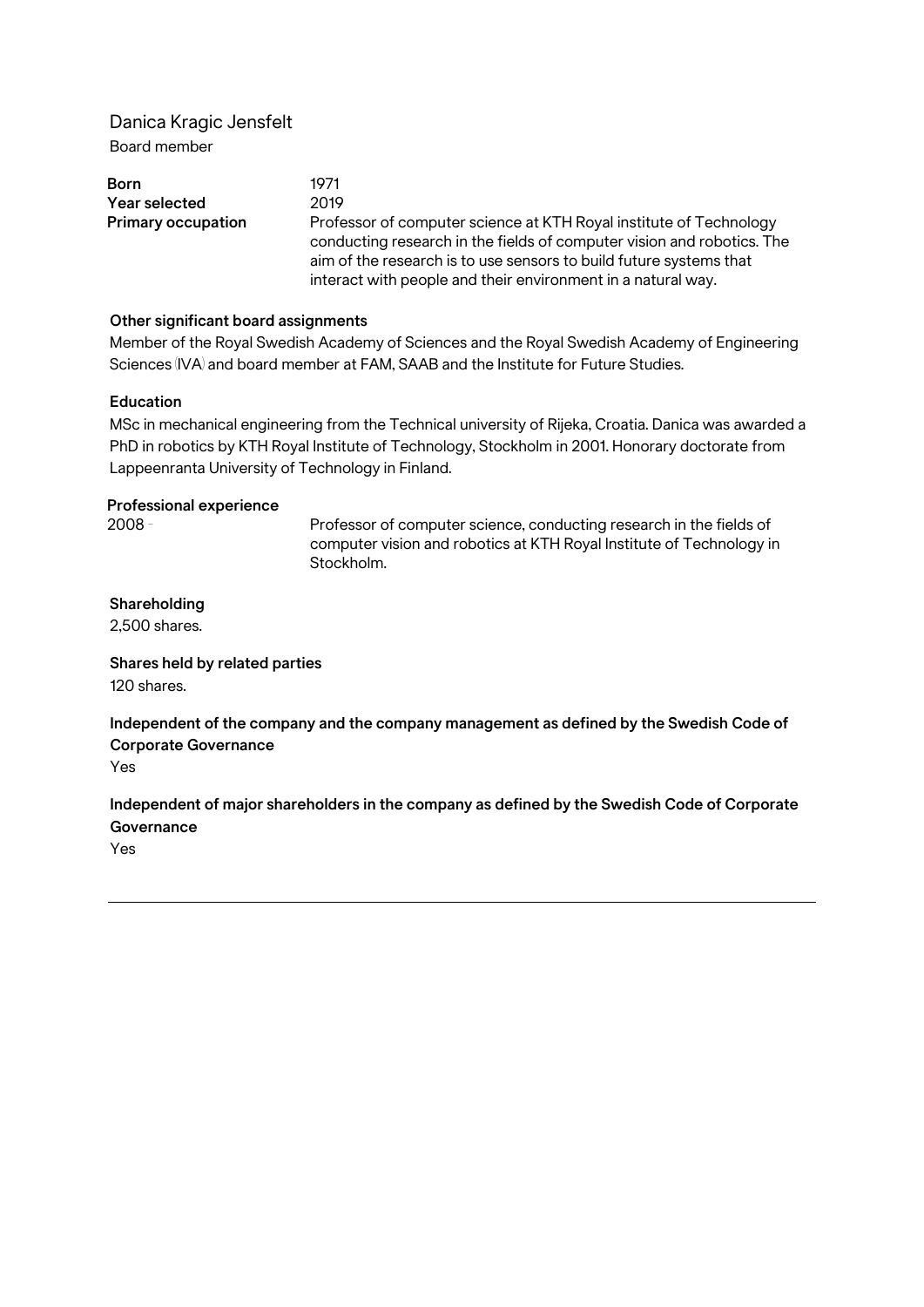## Danica Kragic Jensfelt

Board member

| | |
|---|---|
| **Born** | 1971 |
| **Year selected** | 2019 |
| **Primary occupation** | Professor of computer science at KTH Royal institute of Technology conducting research in the fields of computer vision and robotics. The aim of the research is to use sensors to build future systems that interact with people and their environment in a natural way. |

**Other significant board assignments**

Member of the Royal Swedish Academy of Sciences and the Royal Swedish Academy of Engineering Sciences (IVA) and board member at FAM, SAAB and the Institute for Future Studies.

**Education**

MSc in mechanical engineering from the Technical university of Rijeka, Croatia. Danica was awarded a PhD in robotics by KTH Royal Institute of Technology, Stockholm in 2001. Honorary doctorate from Lappeenranta University of Technology in Finland.

**Professional experience**

| | |
|---|---|
| 2008 - | Professor of computer science, conducting research in the fields of computer vision and robotics at KTH Royal Institute of Technology in Stockholm. |

**Shareholding**

2,500 shares.

**Shares held by related parties**

120 shares.

**Independent of the company and the company management as defined by the Swedish Code of Corporate Governance**

Yes

**Independent of major shareholders in the company as defined by the Swedish Code of Corporate Governance**

Yes

---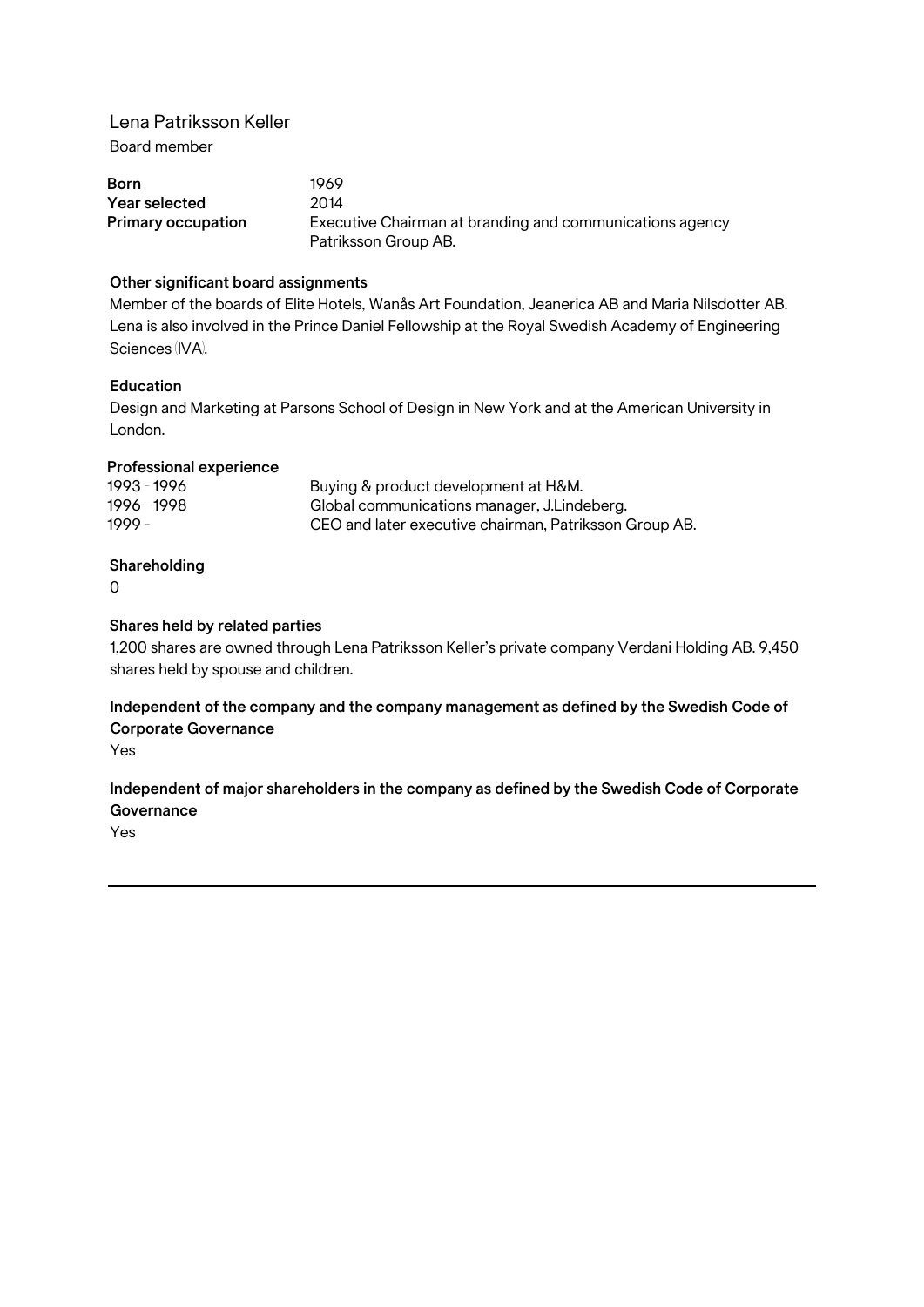## Lena Patriksson Keller

Board member

| | |
|---|---|
| **Born** | 1969 |
| **Year selected** | 2014 |
| **Primary occupation** | Executive Chairman at branding and communications agency Patriksson Group AB. |

**Other significant board assignments**

Member of the boards of Elite Hotels, Wanås Art Foundation, Jeanerica AB and Maria Nilsdotter AB. Lena is also involved in the Prince Daniel Fellowship at the Royal Swedish Academy of Engineering Sciences (IVA).

**Education**

Design and Marketing at Parsons School of Design in New York and at the American University in London.

**Professional experience**

| | |
|---|---|
| 1993 - 1996 | Buying & product development at H&M. |
| 1996 - 1998 | Global communications manager, J.Lindeberg. |
| 1999 - | CEO and later executive chairman, Patriksson Group AB. |

**Shareholding**

0

**Shares held by related parties**

1,200 shares are owned through Lena Patriksson Keller's private company Verdani Holding AB. 9,450 shares held by spouse and children.

**Independent of the company and the company management as defined by the Swedish Code of Corporate Governance**

Yes

**Independent of major shareholders in the company as defined by the Swedish Code of Corporate Governance**

Yes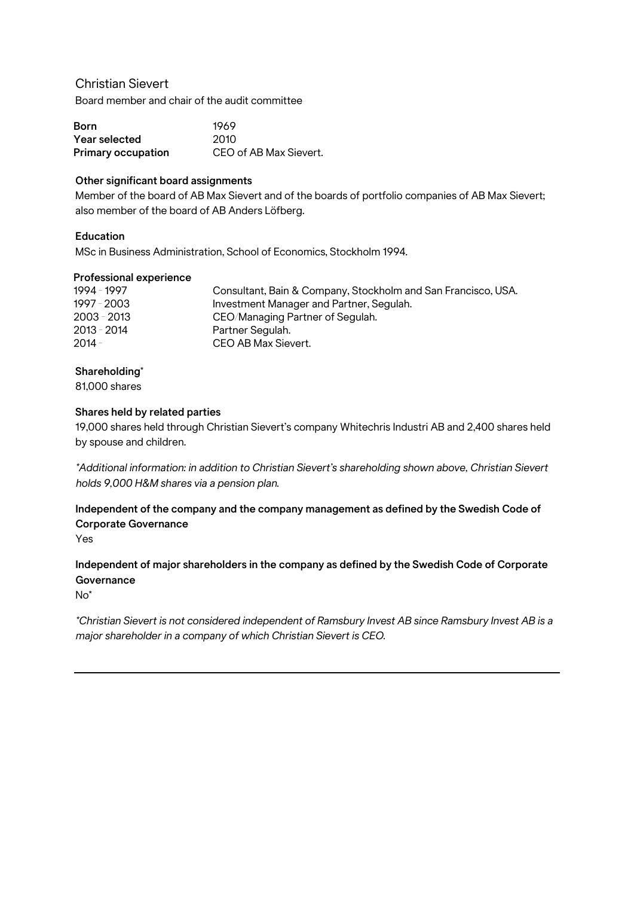## Christian Sievert

Board member and chair of the audit committee

| | |
|---|---|
| **Born** | 1969 |
| **Year selected** | 2010 |
| **Primary occupation** | CEO of AB Max Sievert. |

**Other significant board assignments**

Member of the board of AB Max Sievert and of the boards of portfolio companies of AB Max Sievert; also member of the board of AB Anders Löfberg.

**Education**

MSc in Business Administration, School of Economics, Stockholm 1994.

**Professional experience**

| | |
|---|---|
| 1994 - 1997 | Consultant, Bain & Company, Stockholm and San Francisco, USA. |
| 1997 - 2003 | Investment Manager and Partner, Segulah. |
| 2003 - 2013 | CEO/Managing Partner of Segulah. |
| 2013 - 2014 | Partner Segulah. |
| 2014 - | CEO AB Max Sievert. |

**Shareholding***

81,000 shares

**Shares held by related parties**

19,000 shares held through Christian Sievert's company Whitechris Industri AB and 2,400 shares held by spouse and children.

*\*Additional information: in addition to Christian Sievert's shareholding shown above, Christian Sievert holds 9,000 H&M shares via a pension plan.*

**Independent of the company and the company management as defined by the Swedish Code of Corporate Governance**

Yes

**Independent of major shareholders in the company as defined by the Swedish Code of Corporate Governance**

No*

*\*Christian Sievert is not considered independent of Ramsbury Invest AB since Ramsbury Invest AB is a major shareholder in a company of which Christian Sievert is CEO.*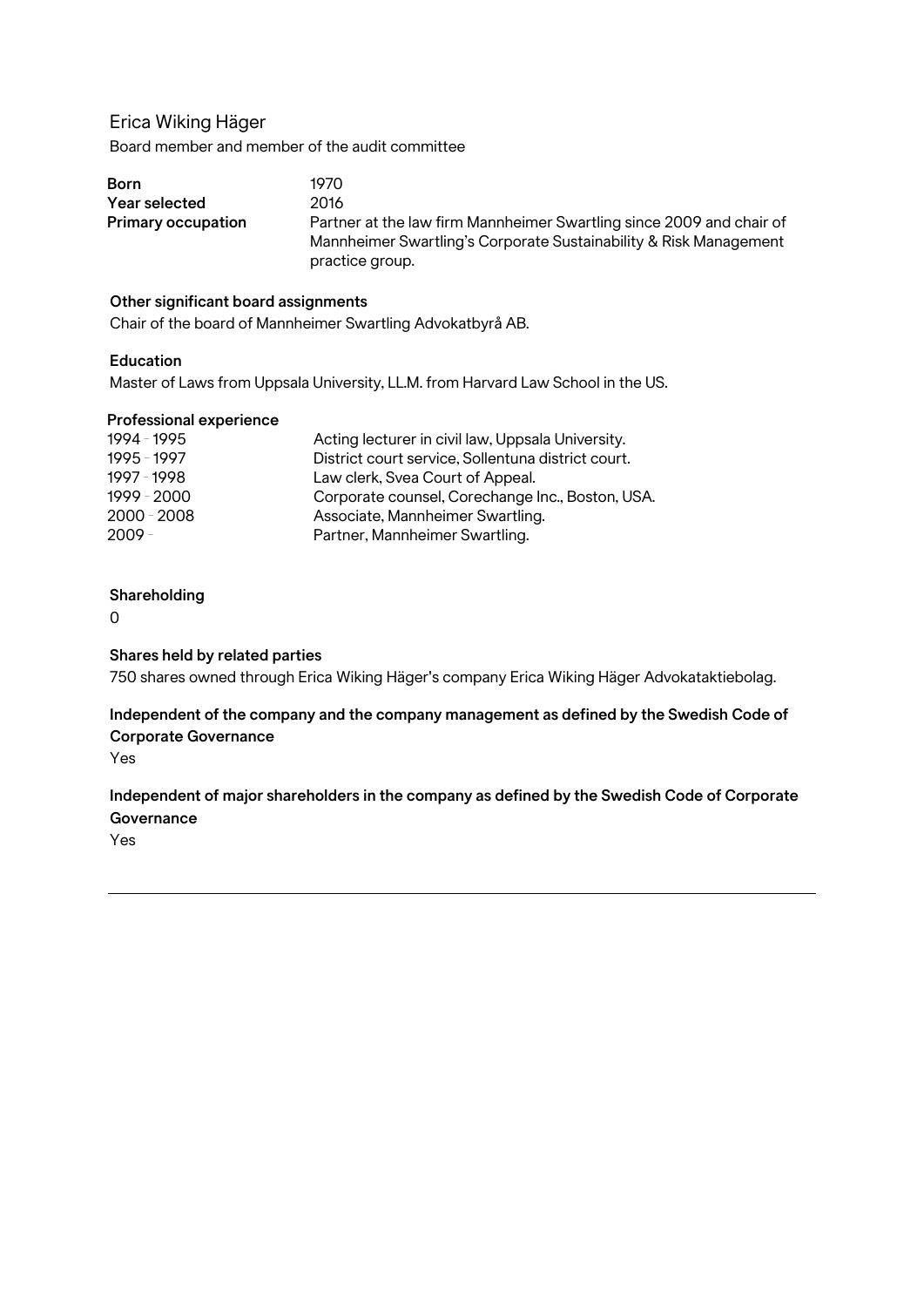## Erica Wiking Häger

Board member and member of the audit committee

| | |
|---|---|
| **Born** | 1970 |
| **Year selected** | 2016 |
| **Primary occupation** | Partner at the law firm Mannheimer Swartling since 2009 and chair of Mannheimer Swartling's Corporate Sustainability & Risk Management practice group. |

**Other significant board assignments**

Chair of the board of Mannheimer Swartling Advokatbyrå AB.

**Education**

Master of Laws from Uppsala University, LL.M. from Harvard Law School in the US.

**Professional experience**

| | |
|---|---|
| 1994 - 1995 | Acting lecturer in civil law, Uppsala University. |
| 1995 - 1997 | District court service, Sollentuna district court. |
| 1997 - 1998 | Law clerk, Svea Court of Appeal. |
| 1999 - 2000 | Corporate counsel, Corechange Inc., Boston, USA. |
| 2000 - 2008 | Associate, Mannheimer Swartling. |
| 2009 - | Partner, Mannheimer Swartling. |

**Shareholding**

0

**Shares held by related parties**

750 shares owned through Erica Wiking Häger's company Erica Wiking Häger Advokataktiebolag.

**Independent of the company and the company management as defined by the Swedish Code of Corporate Governance**

Yes

**Independent of major shareholders in the company as defined by the Swedish Code of Corporate Governance**

Yes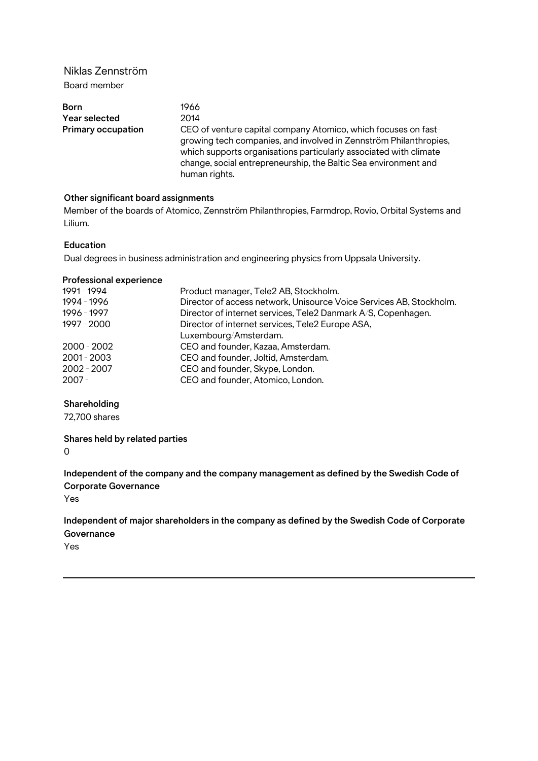## Niklas Zennström

Board member

| | |
|---|---|
| **Born** | 1966 |
| **Year selected** | 2014 |
| **Primary occupation** | CEO of venture capital company Atomico, which focuses on fast-growing tech companies, and involved in Zennström Philanthropies, which supports organisations particularly associated with climate change, social entrepreneurship, the Baltic Sea environment and human rights. |

**Other significant board assignments**

Member of the boards of Atomico, Zennström Philanthropies, Farmdrop, Rovio, Orbital Systems and Lilium.

**Education**

Dual degrees in business administration and engineering physics from Uppsala University.

**Professional experience**

| | |
|---|---|
| 1991 - 1994 | Product manager, Tele2 AB, Stockholm. |
| 1994 - 1996 | Director of access network, Unisource Voice Services AB, Stockholm. |
| 1996 - 1997 | Director of internet services, Tele2 Danmark A/S, Copenhagen. |
| 1997 - 2000 | Director of internet services, Tele2 Europe ASA, Luxembourg/Amsterdam. |
| 2000 - 2002 | CEO and founder, Kazaa, Amsterdam. |
| 2001 - 2003 | CEO and founder, Joltid, Amsterdam. |
| 2002 - 2007 | CEO and founder, Skype, London. |
| 2007 - | CEO and founder, Atomico, London. |

**Shareholding**

72,700 shares

**Shares held by related parties**

0

**Independent of the company and the company management as defined by the Swedish Code of Corporate Governance**

Yes

**Independent of major shareholders in the company as defined by the Swedish Code of Corporate Governance**

Yes